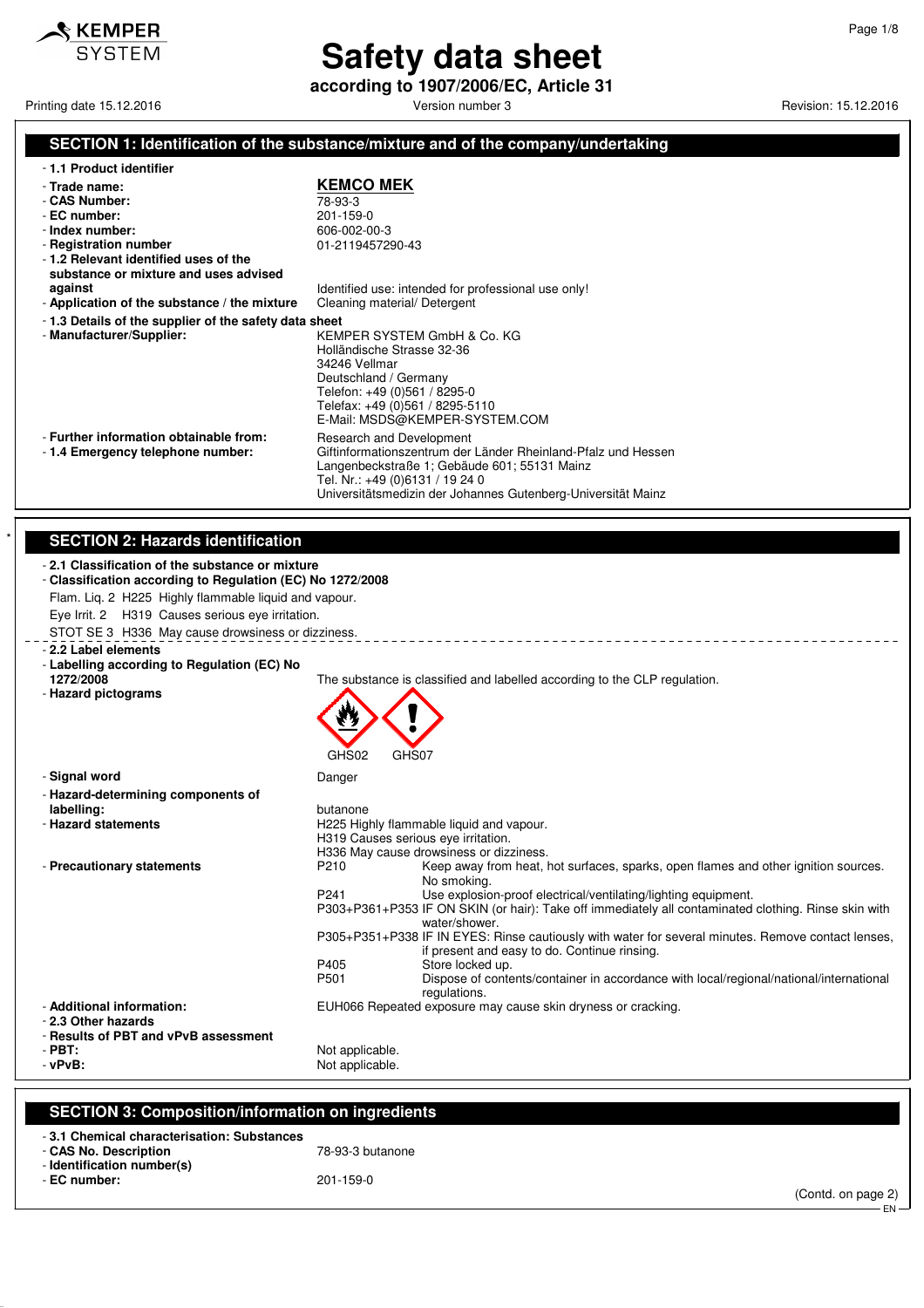# Safety data sheet

**according to 1907/2006/EC, Article 31**

Printing date 15.12.2016 | Version number 3 | Revision: 15.12.2016

## SECTION 1: Identification of the substance/mixture and of the company/undertaking

- **1.1 Product identifier**
- **Trade name:** **KEMCO MEK**
- **CAS Number:** 78-93-3
- **EC number:** 201-159-0
- **Index number:** 606-002-00-3
- **Registration number** 01-2119457290-43
- **1.2 Relevant identified uses of the substance or mixture and uses advised against** Identified use: intended for professional use only!
- **Application of the substance / the mixture** Cleaning material/ Detergent
- **1.3 Details of the supplier of the safety data sheet**
- **Manufacturer/Supplier:**
  KEMPER SYSTEM GmbH & Co. KG
  Holländische Strasse 32-36
  34246 Vellmar
  Deutschland / Germany
  Telefon: +49 (0)561 / 8295-0
  Telefax: +49 (0)561 / 8295-5110
  E-Mail: MSDS@KEMPER-SYSTEM.COM
- **Further information obtainable from:** Research and Development
- **1.4 Emergency telephone number:**
  Giftinformationszentrum der Länder Rheinland-Pfalz und Hessen
  Langenbeckstraße 1; Gebäude 601; 55131 Mainz
  Tel. Nr.: +49 (0)6131 / 19 24 0
  Universitätsmedizin der Johannes Gutenberg-Universität Mainz

## SECTION 2: Hazards identification

- **2.1 Classification of the substance or mixture**
- **Classification according to Regulation (EC) No 1272/2008**

  Flam. Liq. 2 H225 Highly flammable liquid and vapour.

  Eye Irrit. 2 H319 Causes serious eye irritation.

  STOT SE 3 H336 May cause drowsiness or dizziness.

- **2.2 Label elements**
- **Labelling according to Regulation (EC) No 1272/2008** The substance is classified and labelled according to the CLP regulation.
- **Hazard pictograms**

  GHS02 GHS07

- **Signal word** Danger
- **Hazard-determining components of labelling:** butanone
- **Hazard statements**
  H225 Highly flammable liquid and vapour.
  H319 Causes serious eye irritation.
  H336 May cause drowsiness or dizziness.
- **Precautionary statements**
  - P210 Keep away from heat, hot surfaces, sparks, open flames and other ignition sources. No smoking.
  - P241 Use explosion-proof electrical/ventilating/lighting equipment.
  - P303+P361+P353 IF ON SKIN (or hair): Take off immediately all contaminated clothing. Rinse skin with water/shower.
  - P305+P351+P338 IF IN EYES: Rinse cautiously with water for several minutes. Remove contact lenses, if present and easy to do. Continue rinsing.
  - P405 Store locked up.
  - P501 Dispose of contents/container in accordance with local/regional/national/international regulations.
- **Additional information:** EUH066 Repeated exposure may cause skin dryness or cracking.
- **2.3 Other hazards**
- **Results of PBT and vPvB assessment**
- **PBT:** Not applicable.
- **vPvB:** Not applicable.

## SECTION 3: Composition/information on ingredients

- **3.1 Chemical characterisation: Substances**
- **CAS No. Description** 78-93-3 butanone
- **Identification number(s)**
- **EC number:** 201-159-0

(Contd. on page 2)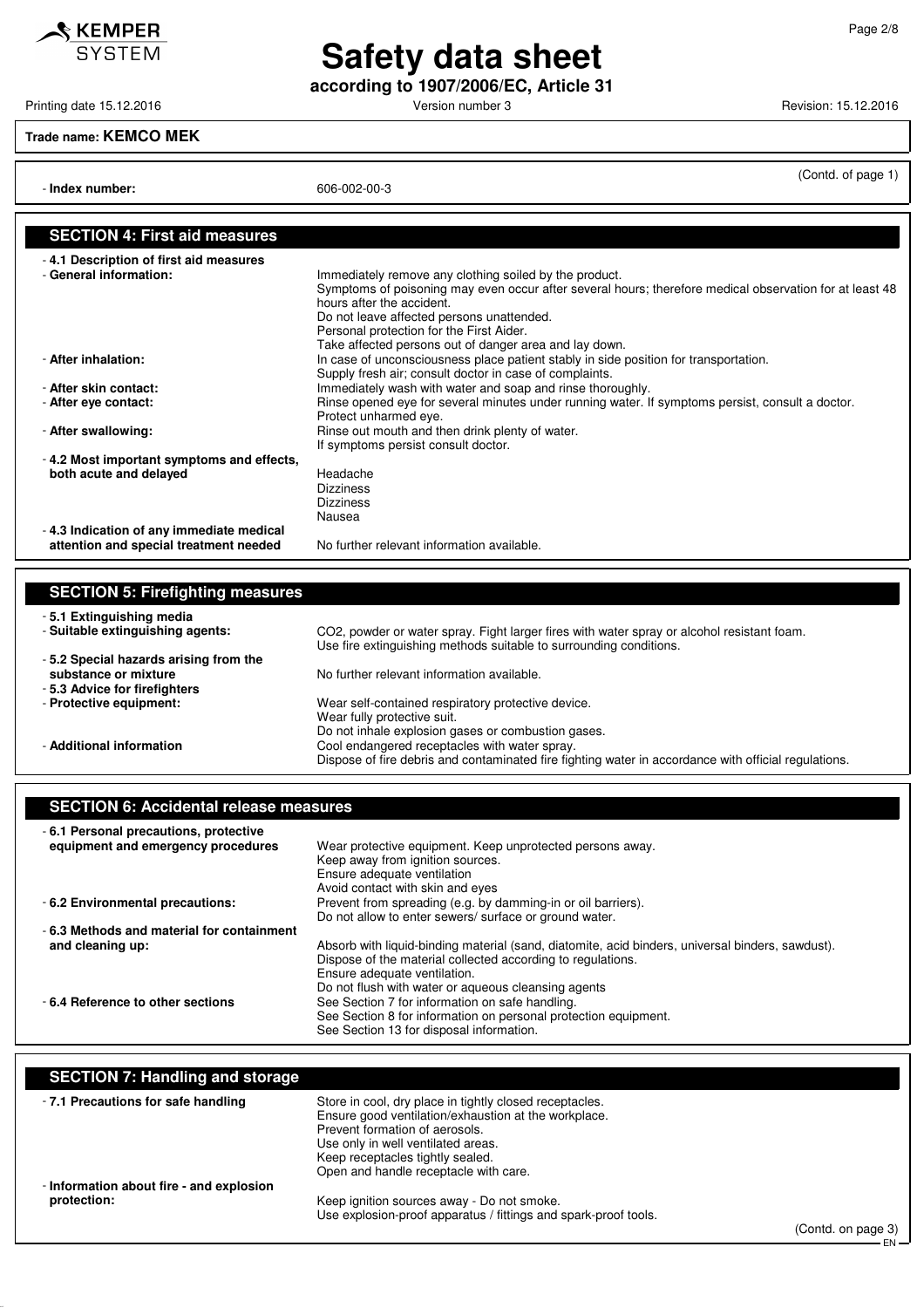**Trade name: KEMCO MEK**

(Contd. of page 1)

- **Index number:** 606-002-00-3

## SECTION 4: First aid measures

- **4.1 Description of first aid measures**
- **General information:** Immediately remove any clothing soiled by the product.
  Symptoms of poisoning may even occur after several hours; therefore medical observation for at least 48 hours after the accident.
  Do not leave affected persons unattended.
  Personal protection for the First Aider.
  Take affected persons out of danger area and lay down.
- **After inhalation:** In case of unconsciousness place patient stably in side position for transportation.
  Supply fresh air; consult doctor in case of complaints.
- **After skin contact:** Immediately wash with water and soap and rinse thoroughly.
- **After eye contact:** Rinse opened eye for several minutes under running water. If symptoms persist, consult a doctor.
  Protect unharmed eye.
- **After swallowing:** Rinse out mouth and then drink plenty of water.
  If symptoms persist consult doctor.
- **4.2 Most important symptoms and effects, both acute and delayed**
  Headache
  Dizziness
  Dizziness
  Nausea
- **4.3 Indication of any immediate medical attention and special treatment needed** No further relevant information available.

## SECTION 5: Firefighting measures

- **5.1 Extinguishing media**
- **Suitable extinguishing agents:** $CO_2$, powder or water spray. Fight larger fires with water spray or alcohol resistant foam.
  Use fire extinguishing methods suitable to surrounding conditions.
- **5.2 Special hazards arising from the substance or mixture** No further relevant information available.
- **5.3 Advice for firefighters**
- **Protective equipment:** Wear self-contained respiratory protective device.
  Wear fully protective suit.
  Do not inhale explosion gases or combustion gases.
- **Additional information** Cool endangered receptacles with water spray.
  Dispose of fire debris and contaminated fire fighting water in accordance with official regulations.

## SECTION 6: Accidental release measures

- **6.1 Personal precautions, protective equipment and emergency procedures** Wear protective equipment. Keep unprotected persons away.
  Keep away from ignition sources.
  Ensure adequate ventilation
  Avoid contact with skin and eyes
- **6.2 Environmental precautions:** Prevent from spreading (e.g. by damming-in or oil barriers).
  Do not allow to enter sewers/ surface or ground water.
- **6.3 Methods and material for containment and cleaning up:** Absorb with liquid-binding material (sand, diatomite, acid binders, universal binders, sawdust).
  Dispose of the material collected according to regulations.
  Ensure adequate ventilation.
  Do not flush with water or aqueous cleansing agents
- **6.4 Reference to other sections** See Section 7 for information on safe handling.
  See Section 8 for information on personal protection equipment.
  See Section 13 for disposal information.

## SECTION 7: Handling and storage

- **7.1 Precautions for safe handling** Store in cool, dry place in tightly closed receptacles.
  Ensure good ventilation/exhaustion at the workplace.
  Prevent formation of aerosols.
  Use only in well ventilated areas.
  Keep receptacles tightly sealed.
  Open and handle receptacle with care.
- **Information about fire - and explosion protection:** Keep ignition sources away - Do not smoke.
  Use explosion-proof apparatus / fittings and spark-proof tools.

(Contd. on page 3)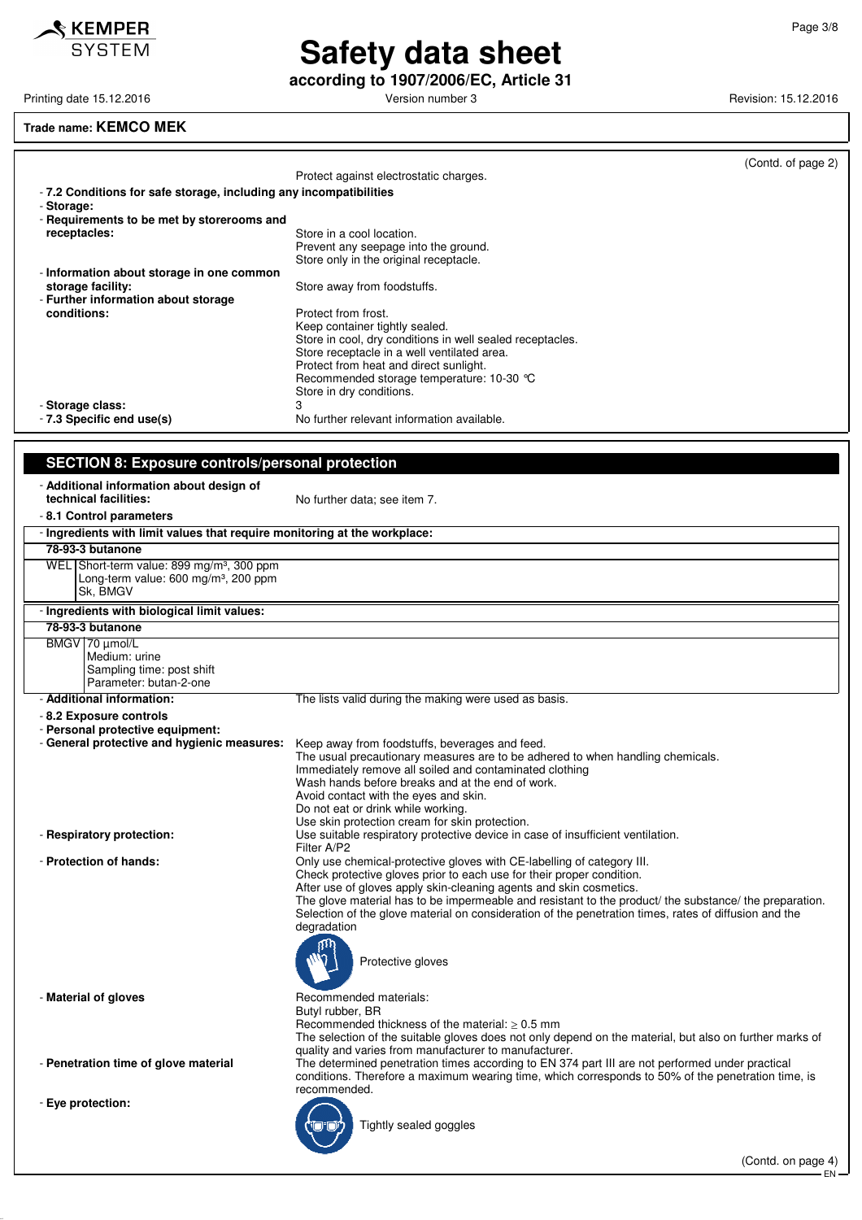**Trade name: KEMCO MEK**

(Contd. of page 2)

Protect against electrostatic charges.

- **7.2 Conditions for safe storage, including any incompatibilities**
- **Storage:**
- **Requirements to be met by storerooms and receptacles:** Store in a cool location.
  Prevent any seepage into the ground.
  Store only in the original receptacle.
- **Information about storage in one common storage facility:** Store away from foodstuffs.
- **Further information about storage conditions:** Protect from frost.
  Keep container tightly sealed.
  Store in cool, dry conditions in well sealed receptacles.
  Store receptacle in a well ventilated area.
  Protect from heat and direct sunlight.
  Recommended storage temperature: 10-30 °C
  Store in dry conditions.
- **Storage class:** 3
- **7.3 Specific end use(s)** No further relevant information available.

## SECTION 8: Exposure controls/personal protection

- **Additional information about design of technical facilities:** No further data; see item 7.
- **8.1 Control parameters**

| - Ingredients with limit values that require monitoring at the workplace: | |
|---|---|
| **78-93-3 butanone** | |
| WEL | Short-term value: 899 mg/m³, 300 ppm<br>Long-term value: 600 mg/m³, 200 ppm<br>Sk, BMGV |

| - Ingredients with biological limit values: | |
|---|---|
| **78-93-3 butanone** | |
| BMGV | 70 µmol/L<br>Medium: urine<br>Sampling time: post shift<br>Parameter: butan-2-one |

- **Additional information:** The lists valid during the making were used as basis.
- **8.2 Exposure controls**
- **Personal protective equipment:**
- **General protective and hygienic measures:** Keep away from foodstuffs, beverages and feed.
  The usual precautionary measures are to be adhered to when handling chemicals.
  Immediately remove all soiled and contaminated clothing
  Wash hands before breaks and at the end of work.
  Avoid contact with the eyes and skin.
  Do not eat or drink while working.
  Use skin protection cream for skin protection.
- **Respiratory protection:** Use suitable respiratory protective device in case of insufficient ventilation.
  Filter A/P2
- **Protection of hands:** Only use chemical-protective gloves with CE-labelling of category III.
  Check protective gloves prior to each use for their proper condition.
  After use of gloves apply skin-cleaning agents and skin cosmetics.
  The glove material has to be impermeable and resistant to the product/ the substance/ the preparation.
  Selection of the glove material on consideration of the penetration times, rates of diffusion and the degradation

  Protective gloves
- **Material of gloves** Recommended materials:
  Butyl rubber, BR
  Recommended thickness of the material: ≥ 0.5 mm
  The selection of the suitable gloves does not only depend on the material, but also on further marks of quality and varies from manufacturer to manufacturer.
- **Penetration time of glove material** The determined penetration times according to EN 374 part III are not performed under practical conditions. Therefore a maximum wearing time, which corresponds to 50% of the penetration time, is recommended.
- **Eye protection:**

  Tightly sealed goggles

(Contd. on page 4)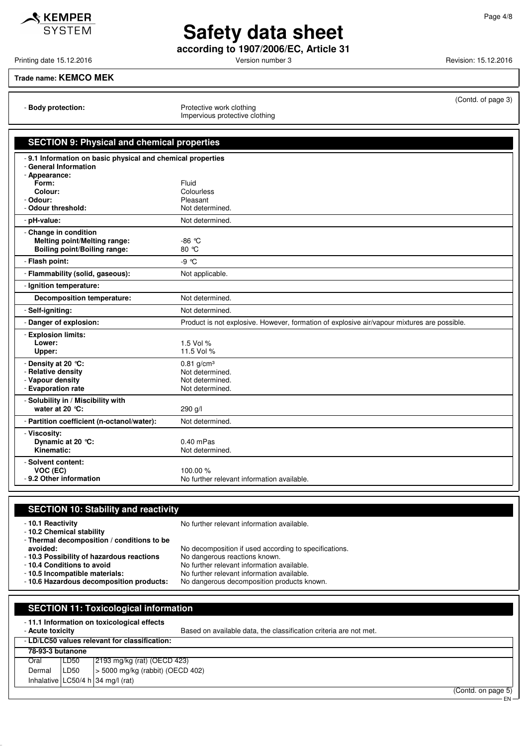**Trade name: KEMCO MEK**

(Contd. of page 3)

- **Body protection:** Protective work clothing
  Impervious protective clothing

## SECTION 9: Physical and chemical properties

| | |
|---|---|
| - **9.1 Information on basic physical and chemical properties** | |
| - **General Information** | |
| - **Appearance:** | |
| **Form:** | Fluid |
| **Colour:** | Colourless |
| - **Odour:** | Pleasant |
| - **Odour threshold:** | Not determined. |
| - **pH-value:** | Not determined. |
| - **Change in condition** | |
| **Melting point/Melting range:** | -86 °C |
| **Boiling point/Boiling range:** | 80 °C |
| - **Flash point:** | -9 °C |
| - **Flammability (solid, gaseous):** | Not applicable. |
| - **Ignition temperature:** | |
| **Decomposition temperature:** | Not determined. |
| - **Self-igniting:** | Not determined. |
| - **Danger of explosion:** | Product is not explosive. However, formation of explosive air/vapour mixtures are possible. |
| - **Explosion limits:** | |
| **Lower:** | 1.5 Vol % |
| **Upper:** | 11.5 Vol % |
| - **Density at 20 °C:** | 0.81 g/cm³ |
| - **Relative density** | Not determined. |
| - **Vapour density** | Not determined. |
| - **Evaporation rate** | Not determined. |
| - **Solubility in / Miscibility with** | |
| **water at 20 °C:** | 290 g/l |
| - **Partition coefficient (n-octanol/water):** | Not determined. |
| - **Viscosity:** | |
| **Dynamic at 20 °C:** | 0.40 mPas |
| **Kinematic:** | Not determined. |
| - **Solvent content:** | |
| **VOC (EC)** | 100.00 % |
| - **9.2 Other information** | No further relevant information available. |

## SECTION 10: Stability and reactivity

- **10.1 Reactivity** No further relevant information available.
- **10.2 Chemical stability**
- **Thermal decomposition / conditions to be avoided:** No decomposition if used according to specifications.
- **10.3 Possibility of hazardous reactions** No dangerous reactions known.
- **10.4 Conditions to avoid** No further relevant information available.
- **10.5 Incompatible materials:** No further relevant information available.
- **10.6 Hazardous decomposition products:** No dangerous decomposition products known.

## SECTION 11: Toxicological information

- **11.1 Information on toxicological effects**
- **Acute toxicity** Based on available data, the classification criteria are not met.
- **LD/LC50 values relevant for classification:**

| **78-93-3 butanone** | | |
|---|---|---|
| Oral | LD50 | 2193 mg/kg (rat) (OECD 423) |
| Dermal | LD50 | > 5000 mg/kg (rabbit) (OECD 402) |
| Inhalative | LC50/4 h | 34 mg/l (rat) |

(Contd. on page 5)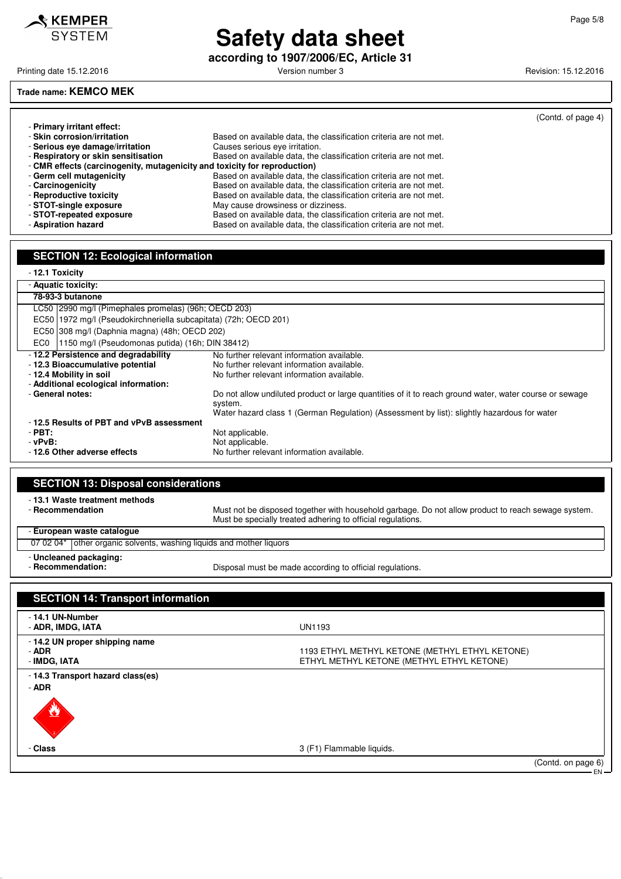Trade name: **KEMCO MEK**

(Contd. of page 4)

- **Primary irritant effect:**
- **Skin corrosion/irritation** Based on available data, the classification criteria are not met.
- **Serious eye damage/irritation** Causes serious eye irritation.
- **Respiratory or skin sensitisation** Based on available data, the classification criteria are not met.
- **CMR effects (carcinogenity, mutagenicity and toxicity for reproduction)**
- **Germ cell mutagenicity** Based on available data, the classification criteria are not met.
- **Carcinogenicity** Based on available data, the classification criteria are not met.
- **Reproductive toxicity** Based on available data, the classification criteria are not met.
- **STOT-single exposure** May cause drowsiness or dizziness.
- **STOT-repeated exposure** Based on available data, the classification criteria are not met.
- **Aspiration hazard** Based on available data, the classification criteria are not met.

## SECTION 12: Ecological information

- **12.1 Toxicity**

| - **Aquatic toxicity:** | |
|---|---|
| **78-93-3 butanone** | |
| LC50 | 2990 mg/l (Pimephales promelas) (96h; OECD 203) |
| EC50 | 1972 mg/l (Pseudokirchneriella subcapitata) (72h; OECD 201) |
| EC50 | 308 mg/l (Daphnia magna) (48h; OECD 202) |
| EC0 | 1150 mg/l (Pseudomonas putida) (16h; DIN 38412) |

- **12.2 Persistence and degradability** No further relevant information available.
- **12.3 Bioaccumulative potential** No further relevant information available.
- **12.4 Mobility in soil** No further relevant information available.
- **Additional ecological information:**
- **General notes:** Do not allow undiluted product or large quantities of it to reach ground water, water course or sewage system.
  Water hazard class 1 (German Regulation) (Assessment by list): slightly hazardous for water
- **12.5 Results of PBT and vPvB assessment**
- **PBT:** Not applicable.
- **vPvB:** Not applicable.
- **12.6 Other adverse effects** No further relevant information available.

## SECTION 13: Disposal considerations

- **13.1 Waste treatment methods**
- **Recommendation** Must not be disposed together with household garbage. Do not allow product to reach sewage system. Must be specially treated adhering to official regulations.

| - **European waste catalogue** | |
|---|---|
| 07 02 04* | other organic solvents, washing liquids and mother liquors |

- **Uncleaned packaging:**
- **Recommendation:** Disposal must be made according to official regulations.

## SECTION 14: Transport information

- **14.1 UN-Number**
- **ADR, IMDG, IATA** UN1193

- **14.2 UN proper shipping name**
- **ADR** 1193 ETHYL METHYL KETONE (METHYL ETHYL KETONE)
- **IMDG, IATA** ETHYL METHYL KETONE (METHYL ETHYL KETONE)

- **14.3 Transport hazard class(es)**
- **ADR**

- **Class** 3 (F1) Flammable liquids.

(Contd. on page 6)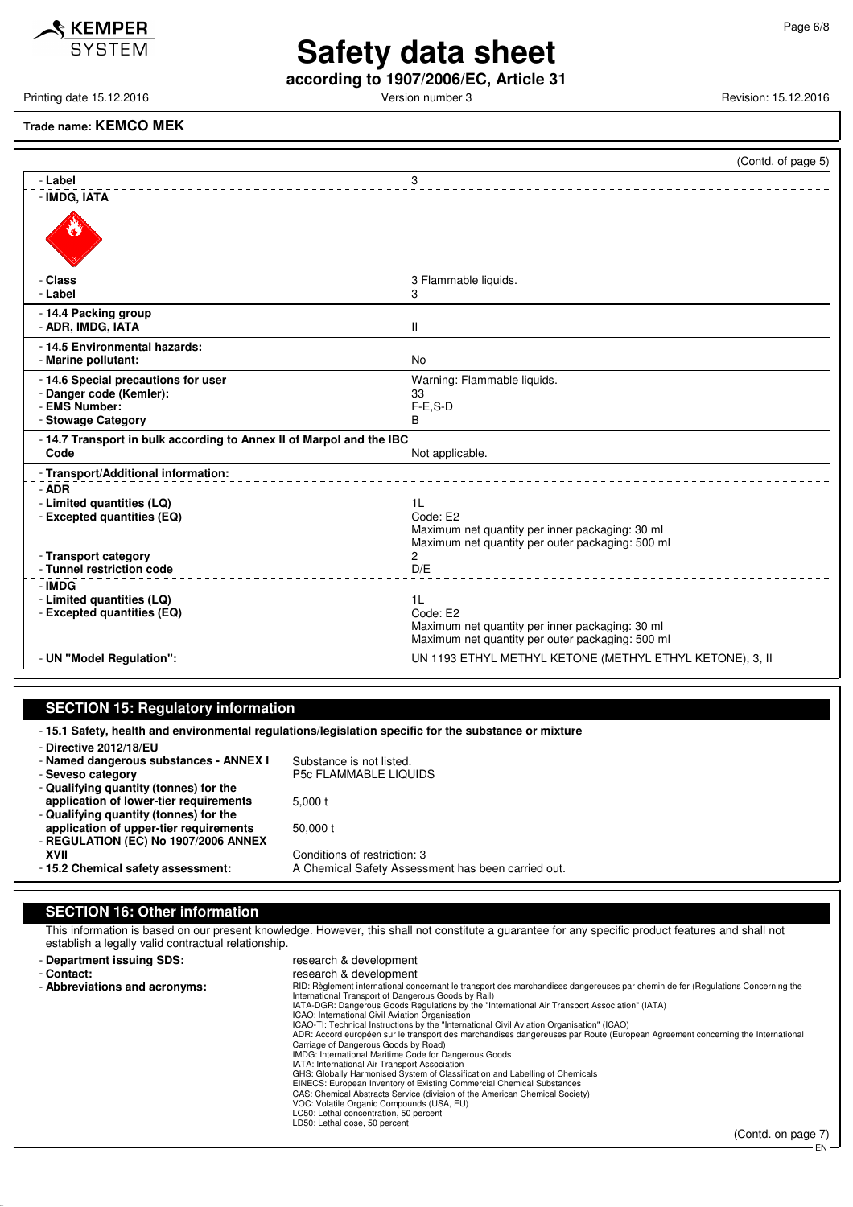**Trade name: KEMCO MEK**

(Contd. of page 5)

| | |
|---|---|
| - **Label** | 3 |
| - **IMDG, IATA** | |
| - **Class** | 3 Flammable liquids. |
| - **Label** | 3 |
| - **14.4 Packing group** | |
| - **ADR, IMDG, IATA** | II |
| - **14.5 Environmental hazards:** | |
| - **Marine pollutant:** | No |
| - **14.6 Special precautions for user** | Warning: Flammable liquids. |
| - **Danger code (Kemler):** | 33 |
| - **EMS Number:** | F-E,S-D |
| - **Stowage Category** | B |
| - **14.7 Transport in bulk according to Annex II of Marpol and the IBC Code** | Not applicable. |
| - **Transport/Additional information:** | |
| - **ADR** | |
| - **Limited quantities (LQ)** | 1L |
| - **Excepted quantities (EQ)** | Code: E2<br>Maximum net quantity per inner packaging: 30 ml<br>Maximum net quantity per outer packaging: 500 ml |
| - **Transport category** | 2 |
| - **Tunnel restriction code** | D/E |
| - **IMDG** | |
| - **Limited quantities (LQ)** | 1L |
| - **Excepted quantities (EQ)** | Code: E2<br>Maximum net quantity per inner packaging: 30 ml<br>Maximum net quantity per outer packaging: 500 ml |
| - **UN "Model Regulation":** | UN 1193 ETHYL METHYL KETONE (METHYL ETHYL KETONE), 3, II |

## SECTION 15: Regulatory information

- **15.1 Safety, health and environmental regulations/legislation specific for the substance or mixture**

| | |
|---|---|
| - **Directive 2012/18/EU** | |
| - **Named dangerous substances - ANNEX I** | Substance is not listed. |
| - **Seveso category** | P5c FLAMMABLE LIQUIDS |
| - **Qualifying quantity (tonnes) for the application of lower-tier requirements** | 5,000 t |
| - **Qualifying quantity (tonnes) for the application of upper-tier requirements** | 50,000 t |
| - **REGULATION (EC) No 1907/2006 ANNEX XVII** | Conditions of restriction: 3 |
| - **15.2 Chemical safety assessment:** | A Chemical Safety Assessment has been carried out. |

## SECTION 16: Other information

This information is based on our present knowledge. However, this shall not constitute a guarantee for any specific product features and shall not establish a legally valid contractual relationship.

- **Department issuing SDS:** research & development
- **Contact:** research & development
- **Abbreviations and acronyms:**

RID: Règlement international concernant le transport des marchandises dangereuses par chemin de fer (Regulations Concerning the International Transport of Dangerous Goods by Rail)
IATA-DGR: Dangerous Goods Regulations by the "International Air Transport Association" (IATA)
ICAO: International Civil Aviation Organisation
ICAO-TI: Technical Instructions by the "International Civil Aviation Organisation" (ICAO)
ADR: Accord européen sur le transport des marchandises dangereuses par Route (European Agreement concerning the International Carriage of Dangerous Goods by Road)
IMDG: International Maritime Code for Dangerous Goods
IATA: International Air Transport Association
GHS: Globally Harmonised System of Classification and Labelling of Chemicals
EINECS: European Inventory of Existing Commercial Chemical Substances
CAS: Chemical Abstracts Service (division of the American Chemical Society)
VOC: Volatile Organic Compounds (USA, EU)
LC50: Lethal concentration, 50 percent
LD50: Lethal dose, 50 percent

(Contd. on page 7)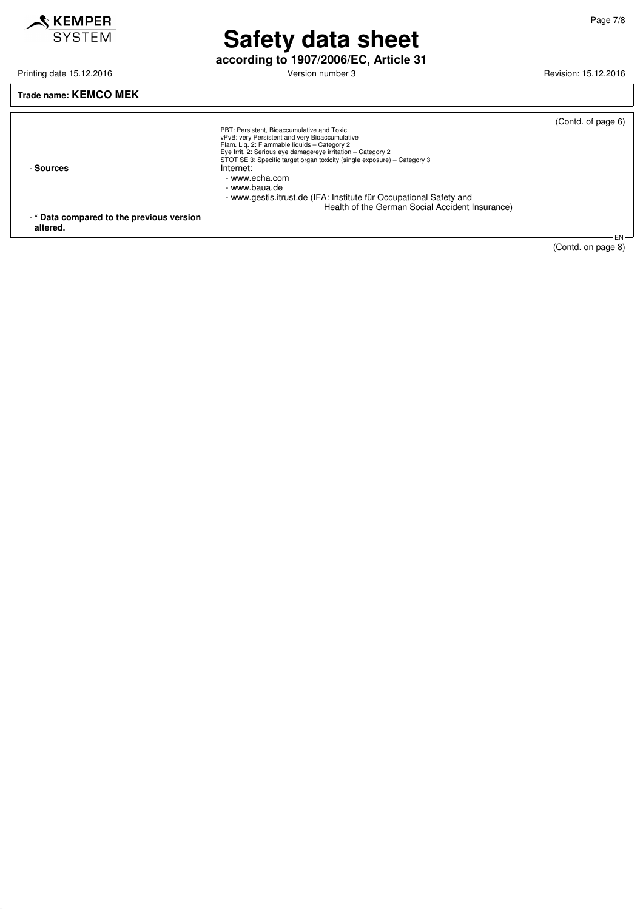Trade name: **KEMCO MEK**

(Contd. of page 6)

PBT: Persistent, Bioaccumulative and Toxic
vPvB: very Persistent and very Bioaccumulative
Flam. Liq. 2: Flammable liquids – Category 2
Eye Irrit. 2: Serious eye damage/eye irritation – Category 2
STOT SE 3: Specific target organ toxicity (single exposure) – Category 3

- **Sources**
  Internet:
  - www.echa.com
  - www.baua.de
  - www.gestis.itrust.de (IFA: Institute für Occupational Safety and Health of the German Social Accident Insurance)
- *** Data compared to the previous version altered.**

(Contd. on page 8)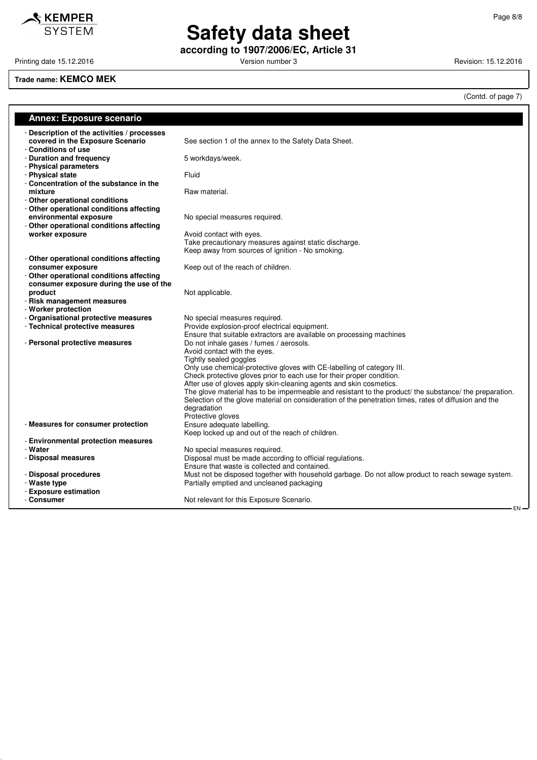# Safety data sheet

**according to 1907/2006/EC, Article 31**

Printing date 15.12.2016 Version number 3 Revision: 15.12.2016

**Trade name: KEMCO MEK**

(Contd. of page 7)

## Annex: Exposure scenario

- **Description of the activities / processes covered in the Exposure Scenario** See section 1 of the annex to the Safety Data Sheet.
- **Conditions of use**
- **Duration and frequency** 5 workdays/week.
- **Physical parameters**
- **Physical state** Fluid
- **Concentration of the substance in the mixture** Raw material.
- **Other operational conditions**
- **Other operational conditions affecting environmental exposure** No special measures required.
- **Other operational conditions affecting worker exposure** Avoid contact with eyes.
  Take precautionary measures against static discharge.
  Keep away from sources of ignition - No smoking.
- **Other operational conditions affecting consumer exposure** Keep out of the reach of children.
- **Other operational conditions affecting consumer exposure during the use of the product** Not applicable.
- **Risk management measures**
- **Worker protection**
- **Organisational protective measures** No special measures required.
- **Technical protective measures** Provide explosion-proof electrical equipment.
  Ensure that suitable extractors are available on processing machines
- **Personal protective measures** Do not inhale gases / fumes / aerosols.
  Avoid contact with the eyes.
  Tightly sealed goggles
  Only use chemical-protective gloves with CE-labelling of category III.
  Check protective gloves prior to each use for their proper condition.
  After use of gloves apply skin-cleaning agents and skin cosmetics.
  The glove material has to be impermeable and resistant to the product/ the substance/ the preparation.
  Selection of the glove material on consideration of the penetration times, rates of diffusion and the degradation
  Protective gloves
- **Measures for consumer protection** Ensure adequate labelling.
  Keep locked up and out of the reach of children.
- **Environmental protection measures**
- **Water** No special measures required.
- **Disposal measures** Disposal must be made according to official regulations.
  Ensure that waste is collected and contained.
- **Disposal procedures** Must not be disposed together with household garbage. Do not allow product to reach sewage system.
- **Waste type** Partially emptied and uncleaned packaging
- **Exposure estimation**
- **Consumer** Not relevant for this Exposure Scenario.

EN